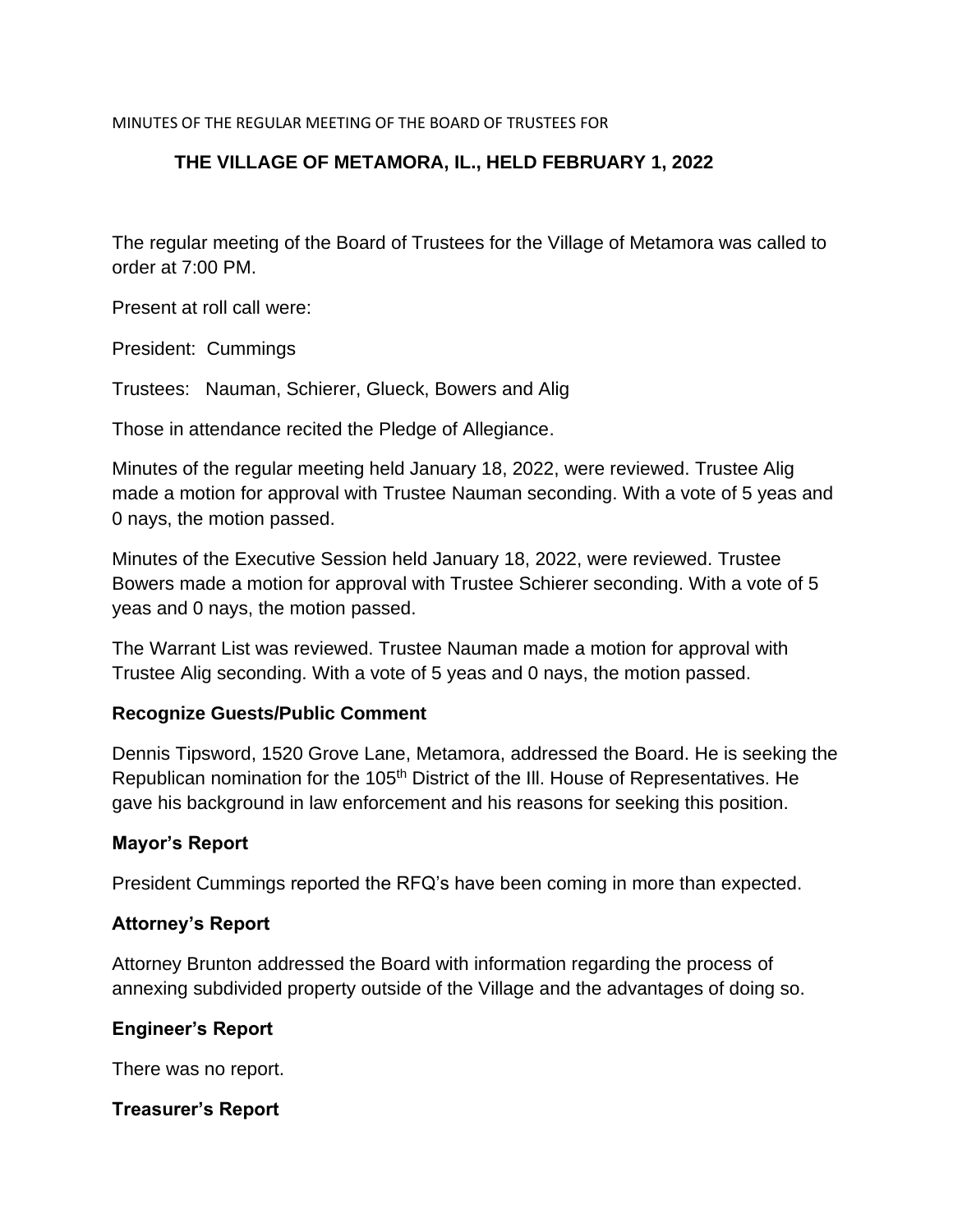MINUTES OF THE REGULAR MEETING OF THE BOARD OF TRUSTEES FOR

# THE VILLAGE OF METAMORA, IL., HELD FEBRUARY 1, 2022

The regular meeting of the Board of Trustees for the Village of Metamora was called to order at 7:00 PM.

Present at roll call were:

President: Cummings

Trustees: Nauman, Schierer, Glueck, Bowers and Alig

Those in attendance recited the Pledge of Allegiance.

Minutes of the regular meeting held January 18, 2022, were reviewed. Trustee Alig made a motion for approval with Trustee Nauman seconding. With a vote of 5 yeas and 0 nays, the motion passed.

Minutes of the Executive Session held January 18, 2022, were reviewed. Trustee Bowers made a motion for approval with Trustee Schierer seconding. With a vote of 5 yeas and 0 nays, the motion passed.

The Warrant List was reviewed. Trustee Nauman made a motion for approval with Trustee Alig seconding. With a vote of 5 yeas and 0 nays, the motion passed.

## Recognize Guests/Public Comment

Dennis Tipsword, 1520 Grove Lane, Metamora, addressed the Board. He is seeking the Republican nomination for the 105th District of the Ill. House of Representatives. He gave his background in law enforcement and his reasons for seeking this position.

## Mayor's Report

President Cummings reported the RFQ's have been coming in more than expected.

## Attorney's Report

Attorney Brunton addressed the Board with information regarding the process of annexing subdivided property outside of the Village and the advantages of doing so.

## Engineer's Report

There was no report.

## Treasurer's Report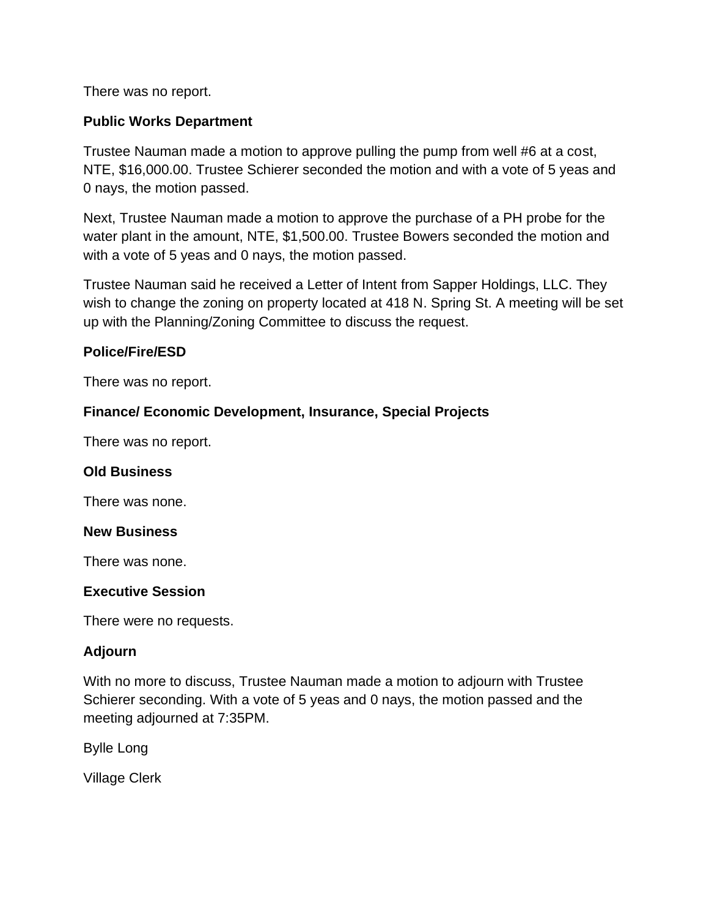There was no report.

**Public Works Department**

Trustee Nauman made a motion to approve pulling the pump from well #6 at a cost, NTE, $16,000.00. Trustee Schierer seconded the motion and with a vote of 5 yeas and 0 nays, the motion passed.

Next, Trustee Nauman made a motion to approve the purchase of a PH probe for the water plant in the amount, NTE, $1,500.00. Trustee Bowers seconded the motion and with a vote of 5 yeas and 0 nays, the motion passed.

Trustee Nauman said he received a Letter of Intent from Sapper Holdings, LLC. They wish to change the zoning on property located at 418 N. Spring St. A meeting will be set up with the Planning/Zoning Committee to discuss the request.

**Police/Fire/ESD**

There was no report.

**Finance/ Economic Development, Insurance, Special Projects**

There was no report.

**Old Business**

There was none.

**New Business**

There was none.

**Executive Session**

There were no requests.

**Adjourn**

With no more to discuss, Trustee Nauman made a motion to adjourn with Trustee Schierer seconding. With a vote of 5 yeas and 0 nays, the motion passed and the meeting adjourned at 7:35PM.

Bylle Long

Village Clerk